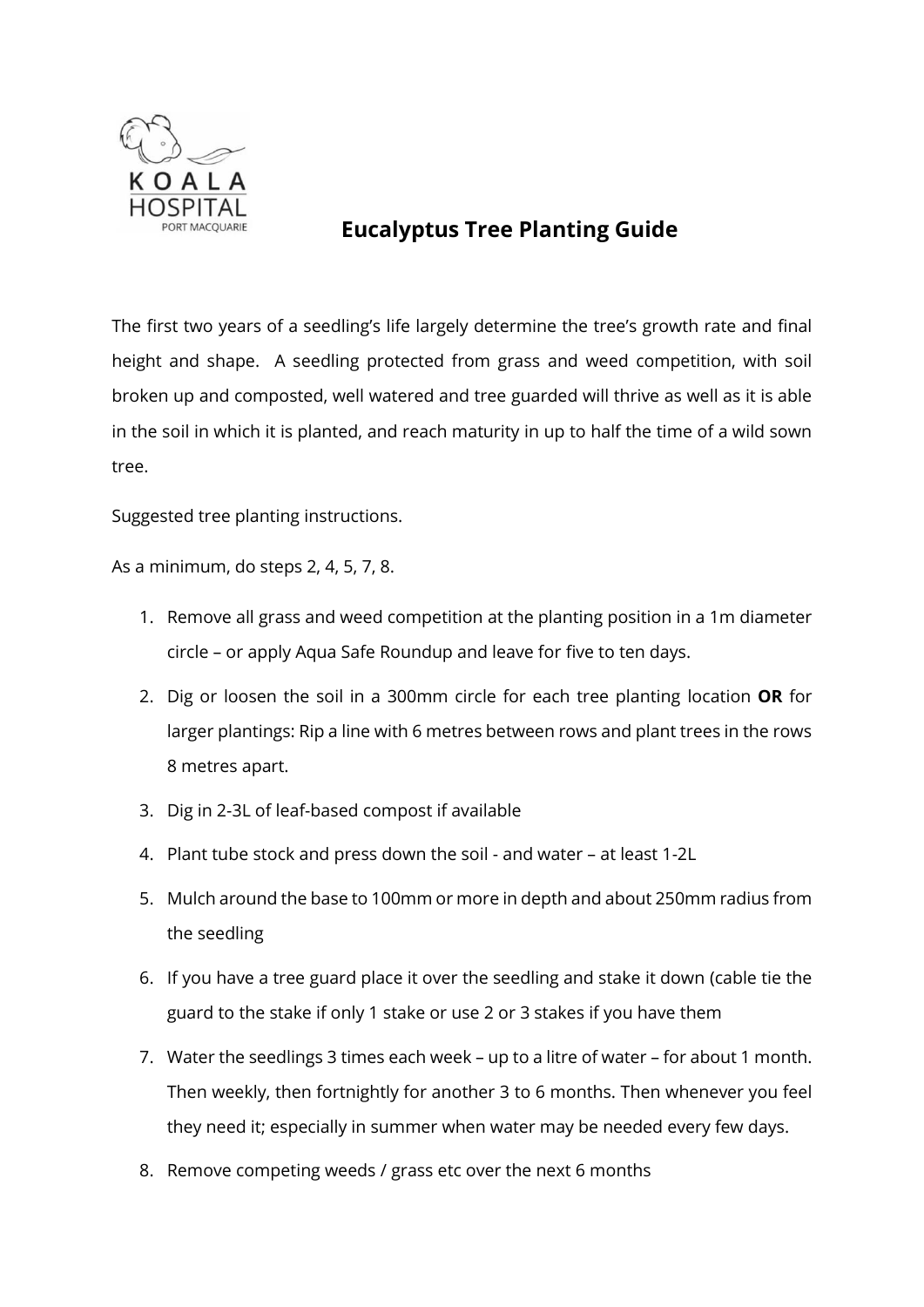KOALA HOSPITAL
PORT MACQUARIE

# Eucalyptus Tree Planting Guide

The first two years of a seedling's life largely determine the tree's growth rate and final height and shape. A seedling protected from grass and weed competition, with soil broken up and composted, well watered and tree guarded will thrive as well as it is able in the soil in which it is planted, and reach maturity in up to half the time of a wild sown tree.

Suggested tree planting instructions.

As a minimum, do steps 2, 4, 5, 7, 8.

1. Remove all grass and weed competition at the planting position in a 1m diameter circle – or apply Aqua Safe Roundup and leave for five to ten days.
2. Dig or loosen the soil in a 300mm circle for each tree planting location **OR** for larger plantings: Rip a line with 6 metres between rows and plant trees in the rows 8 metres apart.
3. Dig in 2-3L of leaf-based compost if available
4. Plant tube stock and press down the soil - and water – at least 1-2L
5. Mulch around the base to 100mm or more in depth and about 250mm radius from the seedling
6. If you have a tree guard place it over the seedling and stake it down (cable tie the guard to the stake if only 1 stake or use 2 or 3 stakes if you have them
7. Water the seedlings 3 times each week – up to a litre of water – for about 1 month. Then weekly, then fortnightly for another 3 to 6 months. Then whenever you feel they need it; especially in summer when water may be needed every few days.
8. Remove competing weeds / grass etc over the next 6 months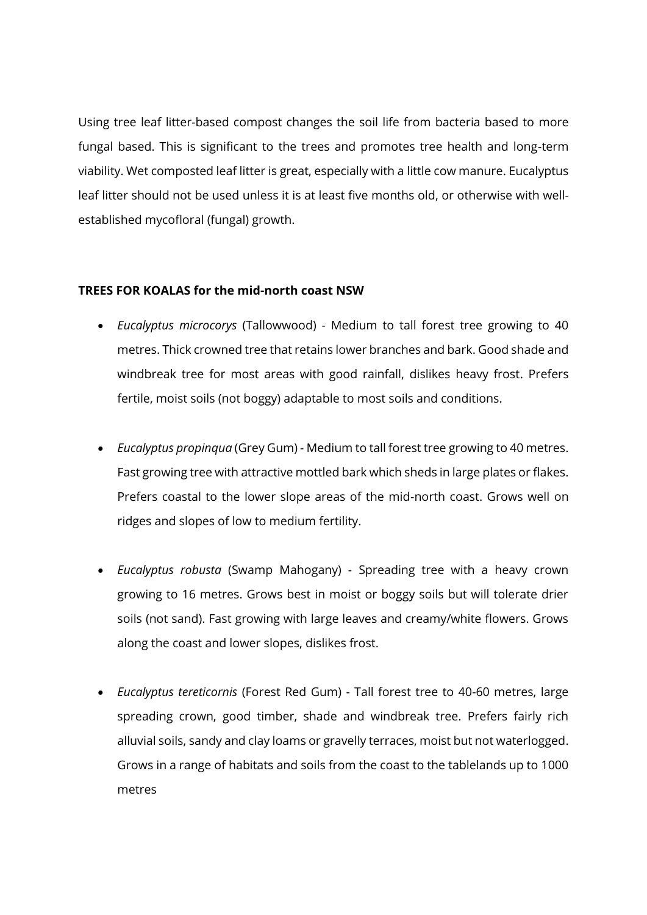Using tree leaf litter-based compost changes the soil life from bacteria based to more fungal based. This is significant to the trees and promotes tree health and long-term viability. Wet composted leaf litter is great, especially with a little cow manure. Eucalyptus leaf litter should not be used unless it is at least five months old, or otherwise with well-established mycofloral (fungal) growth.

**TREES FOR KOALAS for the mid-north coast NSW**

- *Eucalyptus microcorys* (Tallowwood) - Medium to tall forest tree growing to 40 metres. Thick crowned tree that retains lower branches and bark. Good shade and windbreak tree for most areas with good rainfall, dislikes heavy frost. Prefers fertile, moist soils (not boggy) adaptable to most soils and conditions.

- *Eucalyptus propinqua* (Grey Gum) - Medium to tall forest tree growing to 40 metres. Fast growing tree with attractive mottled bark which sheds in large plates or flakes. Prefers coastal to the lower slope areas of the mid-north coast. Grows well on ridges and slopes of low to medium fertility.

- *Eucalyptus robusta* (Swamp Mahogany) - Spreading tree with a heavy crown growing to 16 metres. Grows best in moist or boggy soils but will tolerate drier soils (not sand). Fast growing with large leaves and creamy/white flowers. Grows along the coast and lower slopes, dislikes frost.

- *Eucalyptus tereticornis* (Forest Red Gum) - Tall forest tree to 40-60 metres, large spreading crown, good timber, shade and windbreak tree. Prefers fairly rich alluvial soils, sandy and clay loams or gravelly terraces, moist but not waterlogged. Grows in a range of habitats and soils from the coast to the tablelands up to 1000 metres